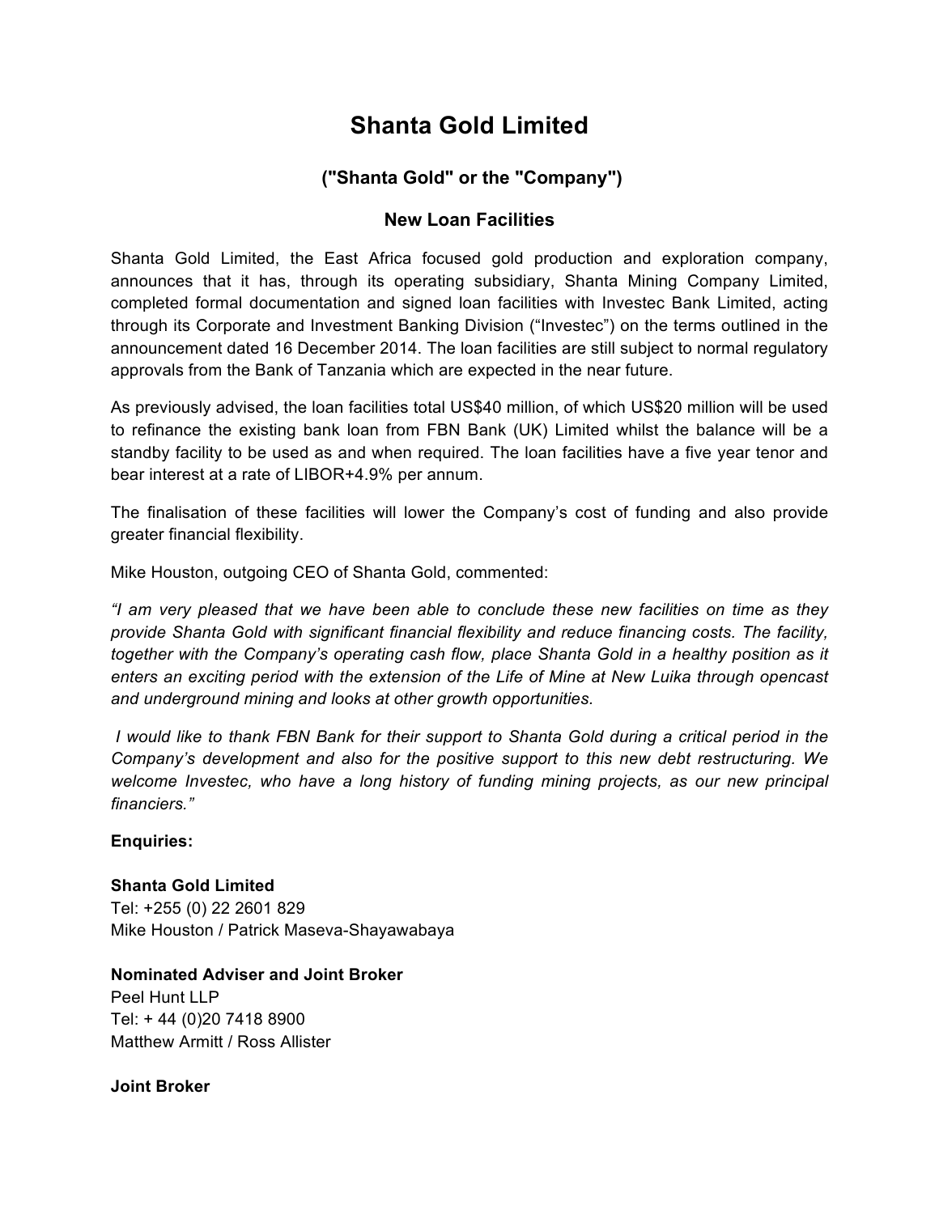# Shanta Gold Limited

## ("Shanta Gold" or the "Company")

### New Loan Facilities

Shanta Gold Limited, the East Africa focused gold production and exploration company, announces that it has, through its operating subsidiary, Shanta Mining Company Limited, completed formal documentation and signed loan facilities with Investec Bank Limited, acting through its Corporate and Investment Banking Division ("Investec") on the terms outlined in the announcement dated 16 December 2014. The loan facilities are still subject to normal regulatory approvals from the Bank of Tanzania which are expected in the near future.

As previously advised, the loan facilities total US$40 million, of which US$20 million will be used to refinance the existing bank loan from FBN Bank (UK) Limited whilst the balance will be a standby facility to be used as and when required. The loan facilities have a five year tenor and bear interest at a rate of LIBOR+4.9% per annum.

The finalisation of these facilities will lower the Company's cost of funding and also provide greater financial flexibility.

Mike Houston, outgoing CEO of Shanta Gold, commented:

*"I am very pleased that we have been able to conclude these new facilities on time as they provide Shanta Gold with significant financial flexibility and reduce financing costs. The facility, together with the Company's operating cash flow, place Shanta Gold in a healthy position as it enters an exciting period with the extension of the Life of Mine at New Luika through opencast and underground mining and looks at other growth opportunities.*

*I would like to thank FBN Bank for their support to Shanta Gold during a critical period in the Company's development and also for the positive support to this new debt restructuring. We welcome Investec, who have a long history of funding mining projects, as our new principal financiers."*

**Enquiries:**

**Shanta Gold Limited**
Tel: +255 (0) 22 2601 829
Mike Houston / Patrick Maseva-Shayawabaya

**Nominated Adviser and Joint Broker**
Peel Hunt LLP
Tel: + 44 (0)20 7418 8900
Matthew Armitt / Ross Allister

**Joint Broker**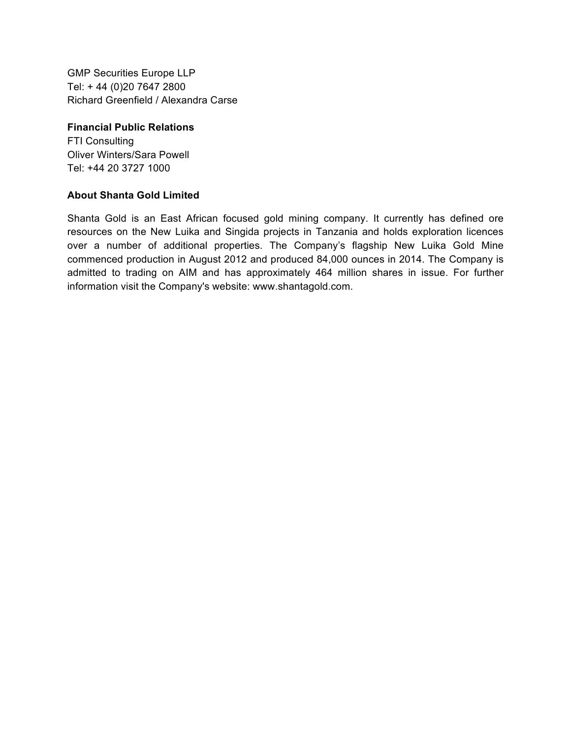GMP Securities Europe LLP
Tel: + 44 (0)20 7647 2800
Richard Greenfield / Alexandra Carse

**Financial Public Relations**
FTI Consulting
Oliver Winters/Sara Powell
Tel: +44 20 3727 1000

**About Shanta Gold Limited**

Shanta Gold is an East African focused gold mining company. It currently has defined ore resources on the New Luika and Singida projects in Tanzania and holds exploration licences over a number of additional properties. The Company's flagship New Luika Gold Mine commenced production in August 2012 and produced 84,000 ounces in 2014. The Company is admitted to trading on AIM and has approximately 464 million shares in issue. For further information visit the Company's website: www.shantagold.com.